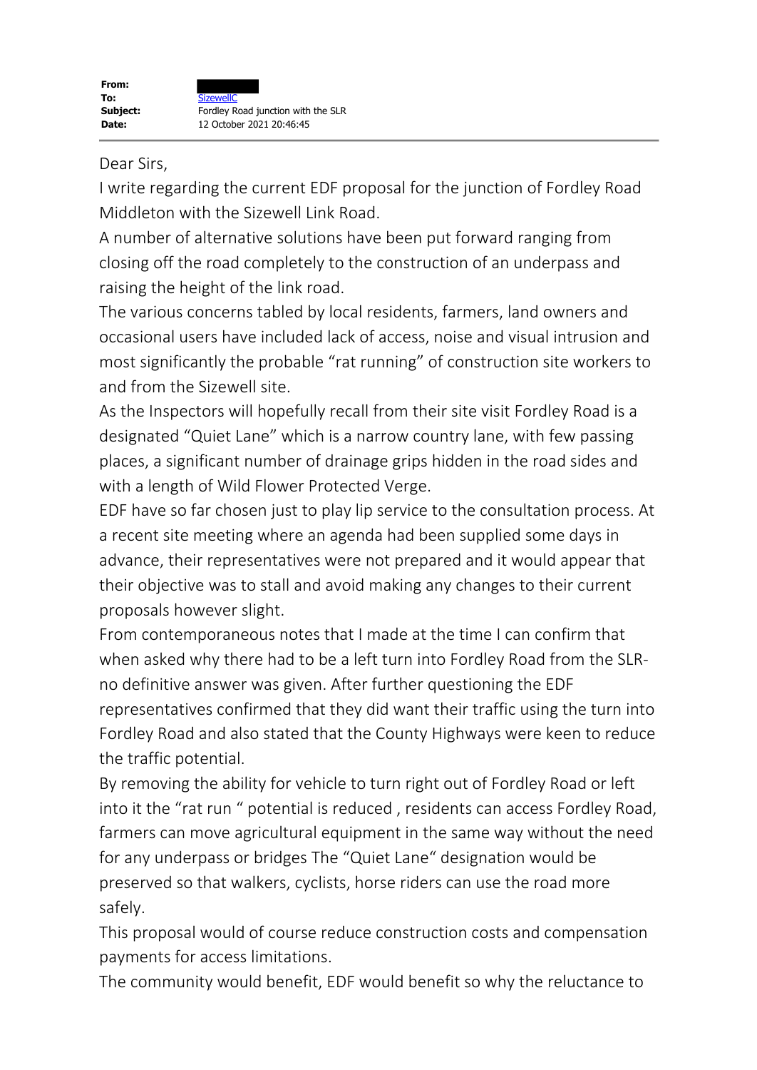| | |
|---|---|
| **From:** | |
| **To:** | SizewellC |
| **Subject:** | Fordley Road junction with the SLR |
| **Date:** | 12 October 2021 20:46:45 |

Dear Sirs,

I write regarding the current EDF proposal for the junction of Fordley Road Middleton with the Sizewell Link Road.

A number of alternative solutions have been put forward ranging from closing off the road completely to the construction of an underpass and raising the height of the link road.

The various concerns tabled by local residents, farmers, land owners and occasional users have included lack of access, noise and visual intrusion and most significantly the probable "rat running" of construction site workers to and from the Sizewell site.

As the Inspectors will hopefully recall from their site visit Fordley Road is a designated "Quiet Lane" which is a narrow country lane, with few passing places, a significant number of drainage grips hidden in the road sides and with a length of Wild Flower Protected Verge.

EDF have so far chosen just to play lip service to the consultation process. At a recent site meeting where an agenda had been supplied some days in advance, their representatives were not prepared and it would appear that their objective was to stall and avoid making any changes to their current proposals however slight.

From contemporaneous notes that I made at the time I can confirm that when asked why there had to be a left turn into Fordley Road from the SLR- no definitive answer was given. After further questioning the EDF representatives confirmed that they did want their traffic using the turn into Fordley Road and also stated that the County Highways were keen to reduce the traffic potential.

By removing the ability for vehicle to turn right out of Fordley Road or left into it the "rat run " potential is reduced , residents can access Fordley Road, farmers can move agricultural equipment in the same way without the need for any underpass or bridges The "Quiet Lane" designation would be preserved so that walkers, cyclists, horse riders can use the road more safely.

This proposal would of course reduce construction costs and compensation payments for access limitations.

The community would benefit, EDF would benefit so why the reluctance to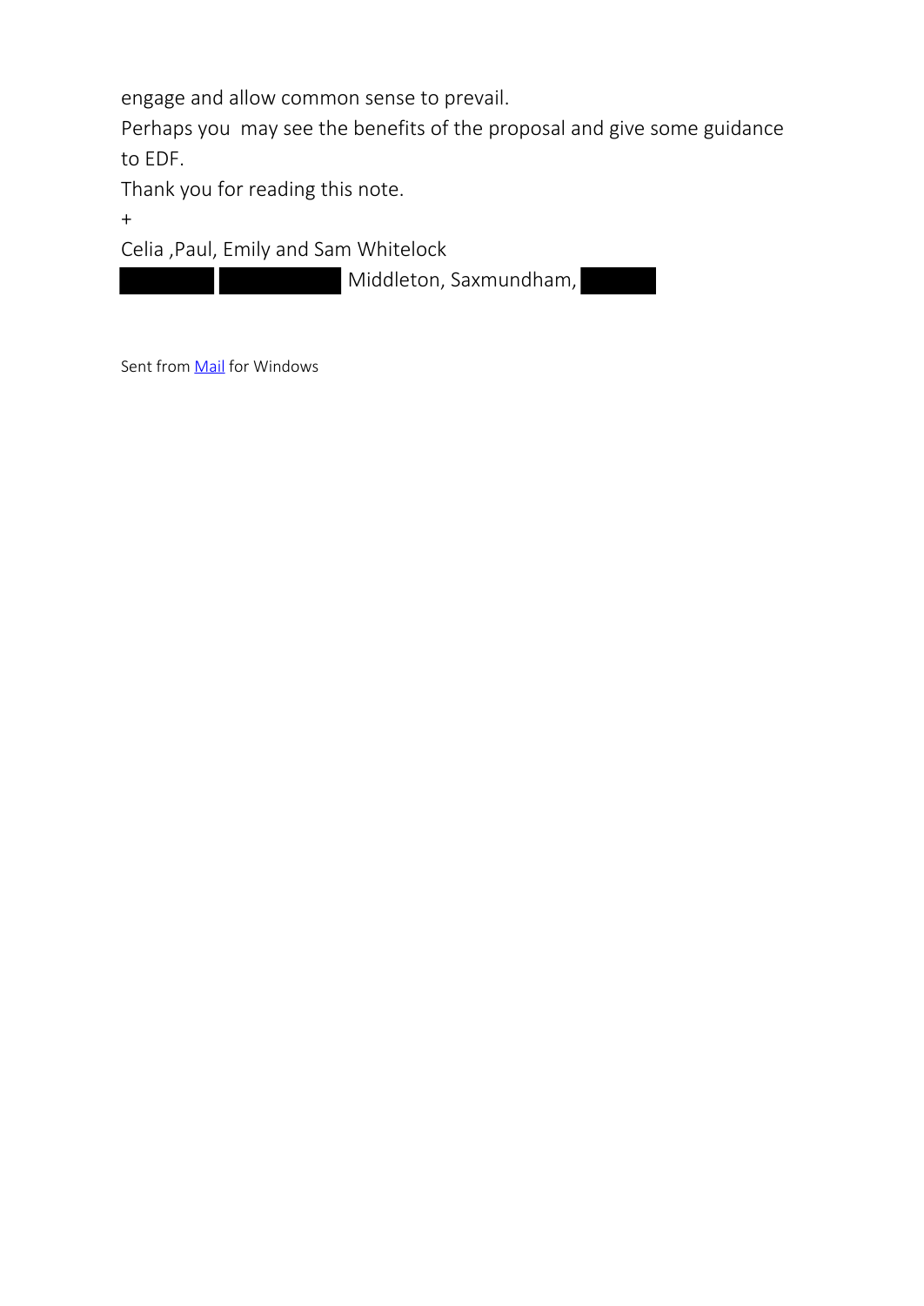engage and allow common sense to prevail.

Perhaps you  may see the benefits of the proposal and give some guidance to EDF.

Thank you for reading this note.

+

Celia ,Paul, Emily and Sam Whitelock

Middleton, Saxmundham,

Sent from Mail for Windows